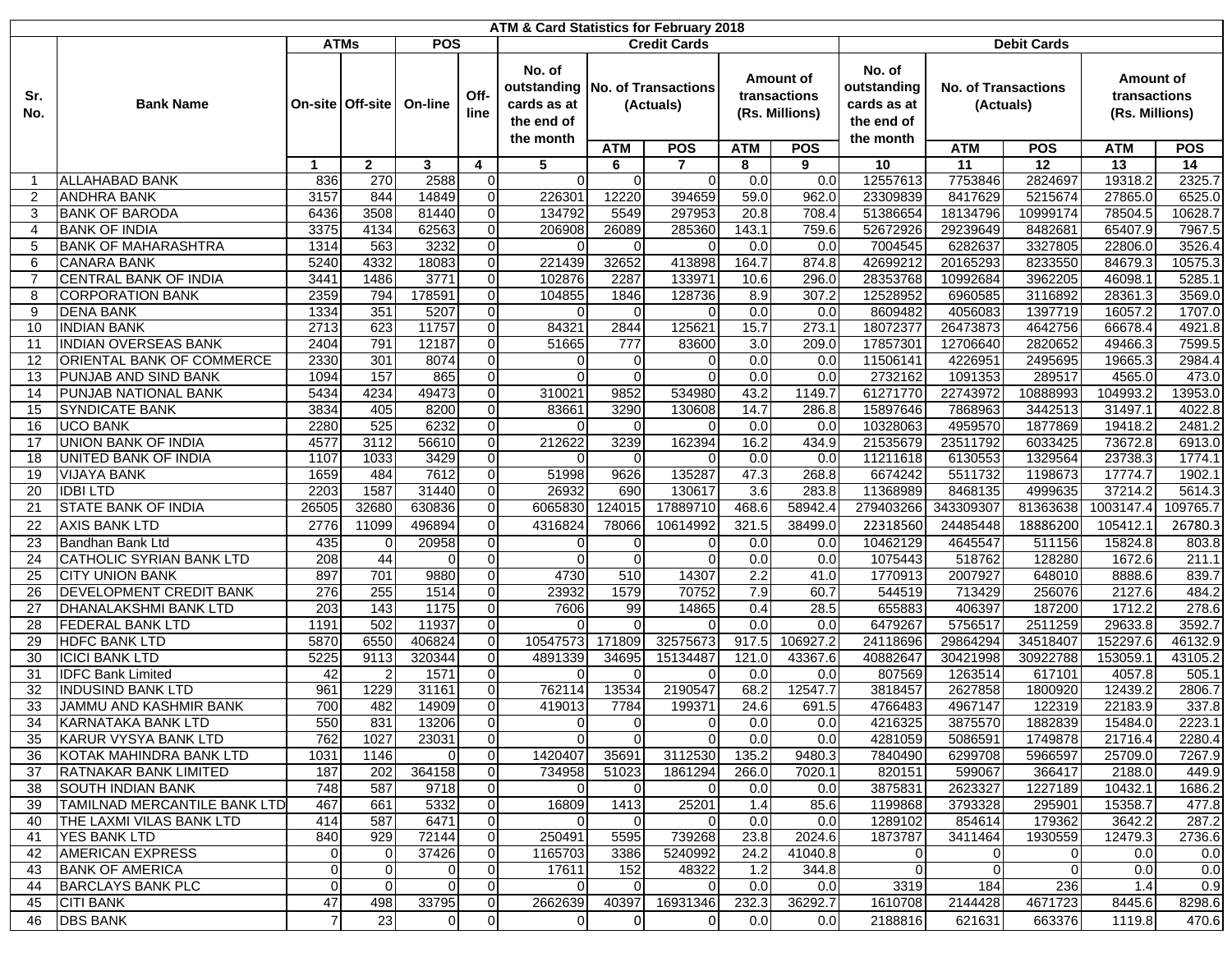# ATM & Card Statistics for February 2018

| Sr. No. | Bank Name | ATMs | | POS | | Credit Cards | | | | | Debit Cards | | | | |
|---|---|---|---|---|---|---|---|---|---|---|---|---|---|---|---|
| | | On-site | Off-site | On-line | Off-line | No. of outstanding cards as at the end of the month | No. of Transactions (Actuals) | | Amount of transactions (Rs. Millions) | | No. of outstanding cards as at the end of the month | No. of Transactions (Actuals) | | Amount of transactions (Rs. Millions) | |
| | | | | | | | ATM | POS | ATM | POS | | ATM | POS | ATM | POS |
| | | 1 | 2 | 3 | 4 | 5 | 6 | 7 | 8 | 9 | 10 | 11 | 12 | 13 | 14 |
| 1 | ALLAHABAD BANK | 836 | 270 | 2588 | 0 | 0 | 0 | 0 | 0.0 | 0.0 | 12557613 | 7753846 | 2824697 | 19318.2 | 2325.7 |
| 2 | ANDHRA BANK | 3157 | 844 | 14849 | 0 | 226301 | 12220 | 394659 | 59.0 | 962.0 | 23309839 | 8417629 | 5215674 | 27865.0 | 6525.0 |
| 3 | BANK OF BARODA | 6436 | 3508 | 81440 | 0 | 134792 | 5549 | 297953 | 20.8 | 708.4 | 51386654 | 18134796 | 10999174 | 78504.5 | 10628.7 |
| 4 | BANK OF INDIA | 3375 | 4134 | 62563 | 0 | 206908 | 26089 | 285360 | 143.1 | 759.6 | 52672926 | 29239649 | 8482681 | 65407.9 | 7967.5 |
| 5 | BANK OF MAHARASHTRA | 1314 | 563 | 3232 | 0 | 0 | 0 | 0 | 0.0 | 0.0 | 7004545 | 6282637 | 3327805 | 22806.0 | 3526.4 |
| 6 | CANARA BANK | 5240 | 4332 | 18083 | 0 | 221439 | 32652 | 413898 | 164.7 | 874.8 | 42699212 | 20165293 | 8233550 | 84679.3 | 10575.3 |
| 7 | CENTRAL BANK OF INDIA | 3441 | 1486 | 3771 | 0 | 102876 | 2287 | 133971 | 10.6 | 296.0 | 28353768 | 10992684 | 3962205 | 46098.1 | 5285.1 |
| 8 | CORPORATION BANK | 2359 | 794 | 178591 | 0 | 104855 | 1846 | 128736 | 8.9 | 307.2 | 12528952 | 6960585 | 3116892 | 28361.3 | 3569.0 |
| 9 | DENA BANK | 1334 | 351 | 5207 | 0 | 0 | 0 | 0 | 0.0 | 0.0 | 8609482 | 4056083 | 1397719 | 16057.2 | 1707.0 |
| 10 | INDIAN BANK | 2713 | 623 | 11757 | 0 | 84321 | 2844 | 125621 | 15.7 | 273.1 | 18072377 | 26473873 | 4642756 | 66678.4 | 4921.8 |
| 11 | INDIAN OVERSEAS BANK | 2404 | 791 | 12187 | 0 | 51665 | 777 | 83600 | 3.0 | 209.0 | 17857301 | 12706640 | 2820652 | 49466.3 | 7599.5 |
| 12 | ORIENTAL BANK OF COMMERCE | 2330 | 301 | 8074 | 0 | 0 | 0 | 0 | 0.0 | 0.0 | 11506141 | 4226951 | 2495695 | 19665.3 | 2984.4 |
| 13 | PUNJAB AND SIND BANK | 1094 | 157 | 865 | 0 | 0 | 0 | 0 | 0.0 | 0.0 | 2732162 | 1091353 | 289517 | 4565.0 | 473.0 |
| 14 | PUNJAB NATIONAL BANK | 5434 | 4234 | 49473 | 0 | 310021 | 9852 | 534980 | 43.2 | 1149.7 | 61271770 | 22743972 | 10888993 | 104993.2 | 13953.0 |
| 15 | SYNDICATE BANK | 3834 | 405 | 8200 | 0 | 83661 | 3290 | 130608 | 14.7 | 286.8 | 15897646 | 7868963 | 3442513 | 31497.1 | 4022.8 |
| 16 | UCO BANK | 2280 | 525 | 6232 | 0 | 0 | 0 | 0 | 0.0 | 0.0 | 10328063 | 4959570 | 1877869 | 19418.2 | 2481.2 |
| 17 | UNION BANK OF INDIA | 4577 | 3112 | 56610 | 0 | 212622 | 3239 | 162394 | 16.2 | 434.9 | 21535679 | 23511792 | 6033425 | 73672.8 | 6913.0 |
| 18 | UNITED BANK OF INDIA | 1107 | 1033 | 3429 | 0 | 0 | 0 | 0 | 0.0 | 0.0 | 11211618 | 6130553 | 1329564 | 23738.3 | 1774.1 |
| 19 | VIJAYA BANK | 1659 | 484 | 7612 | 0 | 51998 | 9626 | 135287 | 47.3 | 268.8 | 6674242 | 5511732 | 1198673 | 17774.7 | 1902.1 |
| 20 | IDBI LTD | 2203 | 1587 | 31440 | 0 | 26932 | 690 | 130617 | 3.6 | 283.8 | 11368989 | 8468135 | 4999635 | 37214.2 | 5614.3 |
| 21 | STATE BANK OF INDIA | 26505 | 32680 | 630836 | 0 | 6065830 | 124015 | 17889710 | 468.6 | 58942.4 | 279403266 | 343309307 | 81363638 | 1003147.4 | 109765.7 |
| 22 | AXIS BANK LTD | 2776 | 11099 | 496894 | 0 | 4316824 | 78066 | 10614992 | 321.5 | 38499.0 | 22318560 | 24485448 | 18886200 | 105412.1 | 26780.3 |
| 23 | Bandhan Bank Ltd | 435 | 0 | 20958 | 0 | 0 | 0 | 0 | 0.0 | 0.0 | 10462129 | 4645547 | 511156 | 15824.8 | 803.8 |
| 24 | CATHOLIC SYRIAN BANK LTD | 208 | 44 | 0 | 0 | 0 | 0 | 0 | 0.0 | 0.0 | 1075443 | 518762 | 128280 | 1672.6 | 211.1 |
| 25 | CITY UNION BANK | 897 | 701 | 9880 | 0 | 4730 | 510 | 14307 | 2.2 | 41.0 | 1770913 | 2007927 | 648010 | 8888.6 | 839.7 |
| 26 | DEVELOPMENT CREDIT BANK | 276 | 255 | 1514 | 0 | 23932 | 1579 | 70752 | 7.9 | 60.7 | 544519 | 713429 | 256076 | 2127.6 | 484.2 |
| 27 | DHANALAKSHMI BANK LTD | 203 | 143 | 1175 | 0 | 7606 | 99 | 14865 | 0.4 | 28.5 | 655883 | 406397 | 187200 | 1712.2 | 278.6 |
| 28 | FEDERAL BANK LTD | 1191 | 502 | 11937 | 0 | 0 | 0 | 0 | 0.0 | 0.0 | 6479267 | 5756517 | 2511259 | 29633.8 | 3592.7 |
| 29 | HDFC BANK LTD | 5870 | 6550 | 406824 | 0 | 10547573 | 171809 | 32575673 | 917.5 | 106927.2 | 24118696 | 29864294 | 34518407 | 152297.6 | 46132.9 |
| 30 | ICICI BANK LTD | 5225 | 9113 | 320344 | 0 | 4891339 | 34695 | 15134487 | 121.0 | 43367.6 | 40882647 | 30421998 | 30922788 | 153059.1 | 43105.2 |
| 31 | IDFC Bank Limited | 42 | 2 | 1571 | 0 | 0 | 0 | 0 | 0.0 | 0.0 | 807569 | 1263514 | 617101 | 4057.8 | 505.1 |
| 32 | INDUSIND BANK LTD | 961 | 1229 | 31161 | 0 | 762114 | 13534 | 2190547 | 68.2 | 12547.7 | 3818457 | 2627858 | 1800920 | 12439.2 | 2806.7 |
| 33 | JAMMU AND KASHMIR BANK | 700 | 482 | 14909 | 0 | 419013 | 7784 | 199371 | 24.6 | 691.5 | 4766483 | 4967147 | 122319 | 22183.9 | 337.8 |
| 34 | KARNATAKA BANK LTD | 550 | 831 | 13206 | 0 | 0 | 0 | 0 | 0.0 | 0.0 | 4216325 | 3875570 | 1882839 | 15484.0 | 2223.1 |
| 35 | KARUR VYSYA BANK LTD | 762 | 1027 | 23031 | 0 | 0 | 0 | 0 | 0.0 | 0.0 | 4281059 | 5086591 | 1749878 | 21716.4 | 2280.4 |
| 36 | KOTAK MAHINDRA BANK LTD | 1031 | 1146 | 0 | 0 | 1420407 | 35691 | 3112530 | 135.2 | 9480.3 | 7840490 | 6299708 | 5966597 | 25709.0 | 7267.9 |
| 37 | RATNAKAR BANK LIMITED | 187 | 202 | 364158 | 0 | 734958 | 51023 | 1861294 | 266.0 | 7020.1 | 820151 | 599067 | 366417 | 2188.0 | 449.9 |
| 38 | SOUTH INDIAN BANK | 748 | 587 | 9718 | 0 | 0 | 0 | 0 | 0.0 | 0.0 | 3875831 | 2623327 | 1227189 | 10432.1 | 1686.2 |
| 39 | TAMILNAD MERCANTILE BANK LTD | 467 | 661 | 5332 | 0 | 16809 | 1413 | 25201 | 1.4 | 85.6 | 1199868 | 3793328 | 295901 | 15358.7 | 477.8 |
| 40 | THE LAXMI VILAS BANK LTD | 414 | 587 | 6471 | 0 | 0 | 0 | 0 | 0.0 | 0.0 | 1289102 | 854614 | 179362 | 3642.2 | 287.2 |
| 41 | YES BANK LTD | 840 | 929 | 72144 | 0 | 250491 | 5595 | 739268 | 23.8 | 2024.6 | 1873787 | 3411464 | 1930559 | 12479.3 | 2736.6 |
| 42 | AMERICAN EXPRESS | 0 | 0 | 37426 | 0 | 1165703 | 3386 | 5240992 | 24.2 | 41040.8 | 0 | 0 | 0 | 0.0 | 0.0 |
| 43 | BANK OF AMERICA | 0 | 0 | 0 | 0 | 17611 | 152 | 48322 | 1.2 | 344.8 | 0 | 0 | 0 | 0.0 | 0.0 |
| 44 | BARCLAYS BANK PLC | 0 | 0 | 0 | 0 | 0 | 0 | 0 | 0.0 | 0.0 | 3319 | 184 | 236 | 1.4 | 0.9 |
| 45 | CITI BANK | 47 | 498 | 33795 | 0 | 2662639 | 40397 | 16931346 | 232.3 | 36292.7 | 1610708 | 2144428 | 4671723 | 8445.6 | 8298.6 |
| 46 | DBS BANK | 7 | 23 | 0 | 0 | 0 | 0 | 0 | 0.0 | 0.0 | 2188816 | 621631 | 663376 | 1119.8 | 470.6 |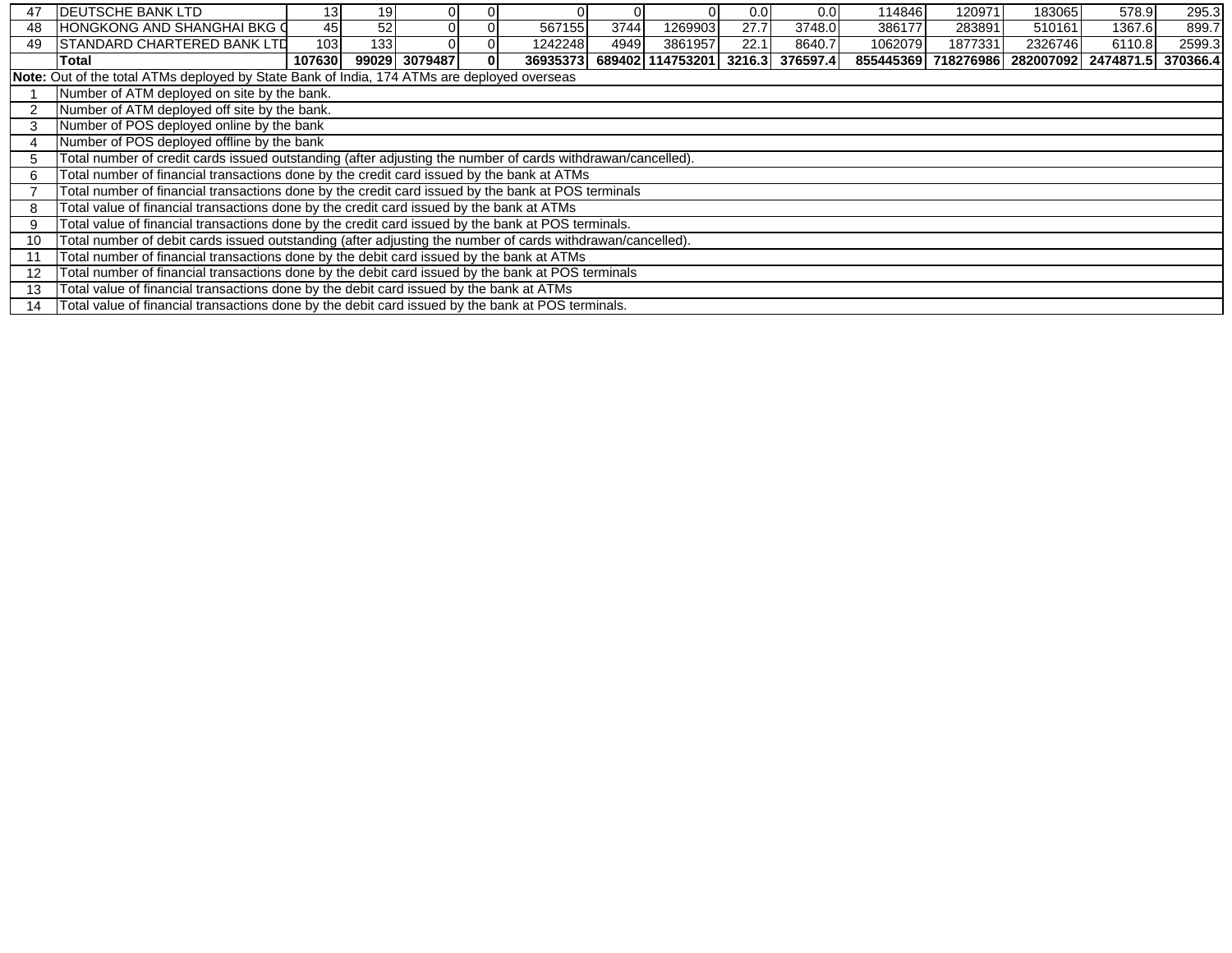| | | | | | | | | | | | | | | | |
|---|---|---|---|---|---|---|---|---|---|---|---|---|---|---|---|
| 47 | DEUTSCHE BANK LTD | 13 | 19 | 0 | 0 | 0 | 0 | 0 | 0.0 | 0.0 | 114846 | 120971 | 183065 | 578.9 | 295.3 |
| 48 | HONGKONG AND SHANGHAI BKG C | 45 | 52 | 0 | 0 | 567155 | 3744 | 1269903 | 27.7 | 3748.0 | 386177 | 283891 | 510161 | 1367.6 | 899.7 |
| 49 | STANDARD CHARTERED BANK LTD | 103 | 133 | 0 | 0 | 1242248 | 4949 | 3861957 | 22.1 | 8640.7 | 1062079 | 1877331 | 2326746 | 6110.8 | 2599.3 |
| | **Total** | **107630** | **99029** | **3079487** | **0** | **36935373** | **689402** | **114753201** | **3216.3** | **376597.4** | **855445369** | **718276986** | **282007092** | **2474871.5** | **370366.4** |

**Note:** Out of the total ATMs deployed by State Bank of India, 174 ATMs are deployed overseas

| | |
|---|---|
| 1 | Number of ATM deployed on site by the bank. |
| 2 | Number of ATM deployed off site by the bank. |
| 3 | Number of POS deployed online by the bank |
| 4 | Number of POS deployed offline by the bank |
| 5 | Total number of credit cards issued outstanding (after adjusting the number of cards withdrawan/cancelled). |
| 6 | Total number of financial transactions done by the credit card issued by the bank at ATMs |
| 7 | Total number of financial transactions done by the credit card issued by the bank at POS terminals |
| 8 | Total value of financial transactions done by the credit card issued by the bank at ATMs |
| 9 | Total value of financial transactions done by the credit card issued by the bank at POS terminals. |
| 10 | Total number of debit cards issued outstanding (after adjusting the number of cards withdrawan/cancelled). |
| 11 | Total number of financial transactions done by the debit card issued by the bank at ATMs |
| 12 | Total number of financial transactions done by the debit card issued by the bank at POS terminals |
| 13 | Total value of financial transactions done by the debit card issued by the bank at ATMs |
| 14 | Total value of financial transactions done by the debit card issued by the bank at POS terminals. |